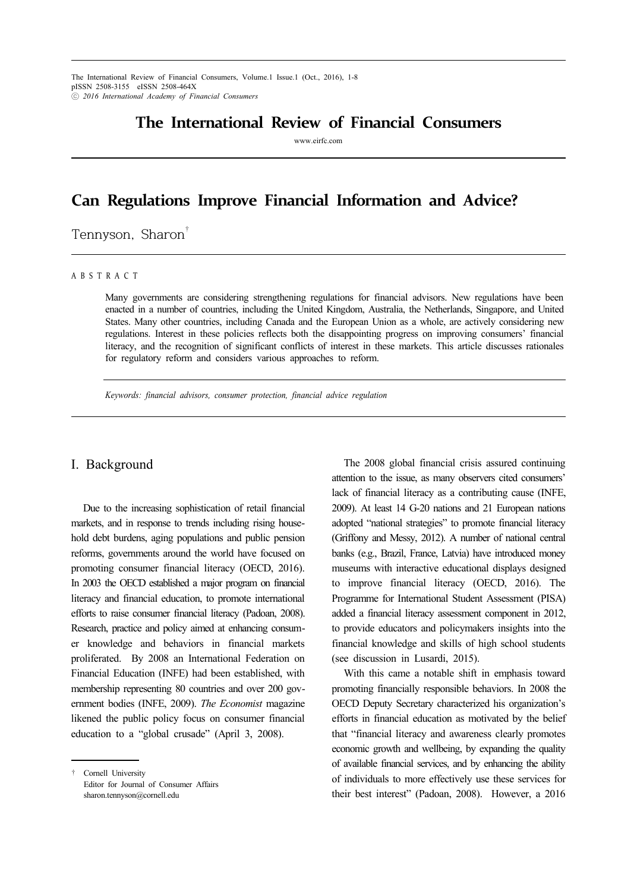# The International Review of Financial Consumers

www.eirfc.com

## Can Regulations Improve Financial Information and Advice?

Tennyson, Sharon[†]

A B S T R A C T

Many governments are considering strengthening regulations for financial advisors. New regulations have been enacted in a number of countries, including the United Kingdom, Australia, the Netherlands, Singapore, and United States. Many other countries, including Canada and the European Union as a whole, are actively considering new regulations. Interest in these policies reflects both the disappointing progress on improving consumers' financial literacy, and the recognition of significant conflicts of interest in these markets. This article discusses rationales for regulatory reform and considers various approaches to reform.

*Keywords: financial advisors, consumer protection, financial advice regulation*

## I. Background

Due to the increasing sophistication of retail financial markets, and in response to trends including rising household debt burdens, aging populations and public pension reforms, governments around the world have focused on promoting consumer financial literacy (OECD, 2016). In 2003 the OECD established a major program on financial literacy and financial education, to promote international efforts to raise consumer financial literacy (Padoan, 2008). Research, practice and policy aimed at enhancing consumer knowledge and behaviors in financial markets proliferated. By 2008 an International Federation on Financial Education (INFE) had been established, with membership representing 80 countries and over 200 government bodies (INFE, 2009). *The Economist* magazine likened the public policy focus on consumer financial education to a "global crusade" (April 3, 2008).

The 2008 global financial crisis assured continuing attention to the issue, as many observers cited consumers' lack of financial literacy as a contributing cause (INFE, 2009). At least 14 G-20 nations and 21 European nations adopted "national strategies" to promote financial literacy (Griffony and Messy, 2012). A number of national central banks (e.g., Brazil, France, Latvia) have introduced money museums with interactive educational displays designed to improve financial literacy (OECD, 2016). The Programme for International Student Assessment (PISA) added a financial literacy assessment component in 2012, to provide educators and policymakers insights into the financial knowledge and skills of high school students (see discussion in Lusardi, 2015).

With this came a notable shift in emphasis toward promoting financially responsible behaviors. In 2008 the OECD Deputy Secretary characterized his organization's efforts in financial education as motivated by the belief that "financial literacy and awareness clearly promotes economic growth and wellbeing, by expanding the quality of available financial services, and by enhancing the ability of individuals to more effectively use these services for their best interest" (Padoan, 2008). However, a 2016

---

[†] Cornell University
Editor for Journal of Consumer Affairs
sharon.tennyson@cornell.edu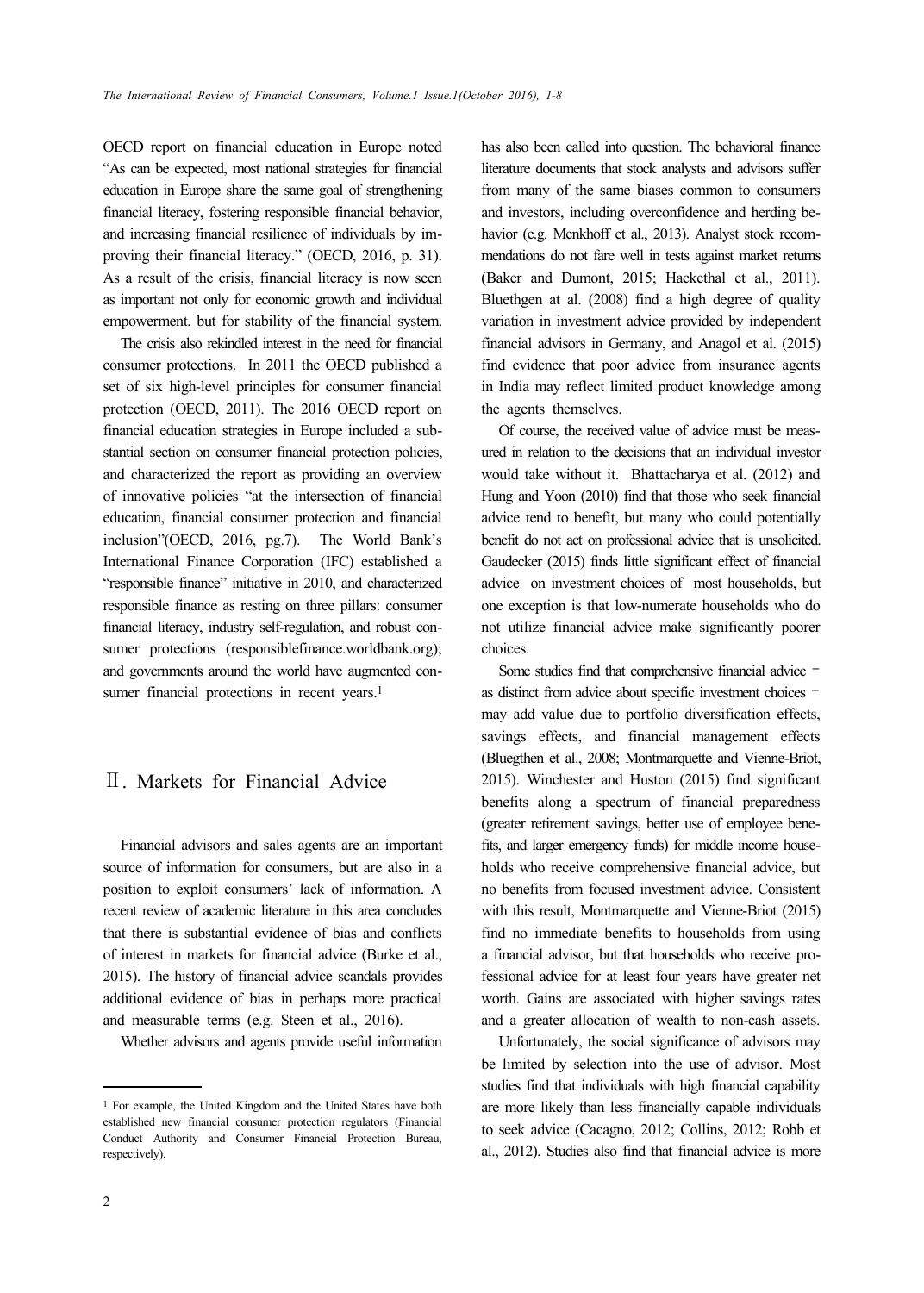OECD report on financial education in Europe noted "As can be expected, most national strategies for financial education in Europe share the same goal of strengthening financial literacy, fostering responsible financial behavior, and increasing financial resilience of individuals by improving their financial literacy." (OECD, 2016, p. 31). As a result of the crisis, financial literacy is now seen as important not only for economic growth and individual empowerment, but for stability of the financial system.

The crisis also rekindled interest in the need for financial consumer protections. In 2011 the OECD published a set of six high-level principles for consumer financial protection (OECD, 2011). The 2016 OECD report on financial education strategies in Europe included a substantial section on consumer financial protection policies, and characterized the report as providing an overview of innovative policies "at the intersection of financial education, financial consumer protection and financial inclusion"(OECD, 2016, pg.7). The World Bank's International Finance Corporation (IFC) established a "responsible finance" initiative in 2010, and characterized responsible finance as resting on three pillars: consumer financial literacy, industry self-regulation, and robust consumer protections (responsiblefinance.worldbank.org); and governments around the world have augmented consumer financial protections in recent years.[1]

## Ⅱ. Markets for Financial Advice

Financial advisors and sales agents are an important source of information for consumers, but are also in a position to exploit consumers' lack of information. A recent review of academic literature in this area concludes that there is substantial evidence of bias and conflicts of interest in markets for financial advice (Burke et al., 2015). The history of financial advice scandals provides additional evidence of bias in perhaps more practical and measurable terms (e.g. Steen et al., 2016).

Whether advisors and agents provide useful information has also been called into question. The behavioral finance literature documents that stock analysts and advisors suffer from many of the same biases common to consumers and investors, including overconfidence and herding behavior (e.g. Menkhoff et al., 2013). Analyst stock recommendations do not fare well in tests against market returns (Baker and Dumont, 2015; Hackethal et al., 2011). Bluethgen at al. (2008) find a high degree of quality variation in investment advice provided by independent financial advisors in Germany, and Anagol et al. (2015) find evidence that poor advice from insurance agents in India may reflect limited product knowledge among the agents themselves.

Of course, the received value of advice must be measured in relation to the decisions that an individual investor would take without it. Bhattacharya et al. (2012) and Hung and Yoon (2010) find that those who seek financial advice tend to benefit, but many who could potentially benefit do not act on professional advice that is unsolicited. Gaudecker (2015) finds little significant effect of financial advice on investment choices of most households, but one exception is that low-numerate households who do not utilize financial advice make significantly poorer choices.

Some studies find that comprehensive financial advice – as distinct from advice about specific investment choices – may add value due to portfolio diversification effects, savings effects, and financial management effects (Bluegthen et al., 2008; Montmarquette and Vienne-Briot, 2015). Winchester and Huston (2015) find significant benefits along a spectrum of financial preparedness (greater retirement savings, better use of employee benefits, and larger emergency funds) for middle income households who receive comprehensive financial advice, but no benefits from focused investment advice. Consistent with this result, Montmarquette and Vienne-Briot (2015) find no immediate benefits to households from using a financial advisor, but that households who receive professional advice for at least four years have greater net worth. Gains are associated with higher savings rates and a greater allocation of wealth to non-cash assets.

Unfortunately, the social significance of advisors may be limited by selection into the use of advisor. Most studies find that individuals with high financial capability are more likely than less financially capable individuals to seek advice (Cacagno, 2012; Collins, 2012; Robb et al., 2012). Studies also find that financial advice is more

[1] For example, the United Kingdom and the United States have both established new financial consumer protection regulators (Financial Conduct Authority and Consumer Financial Protection Bureau, respectively).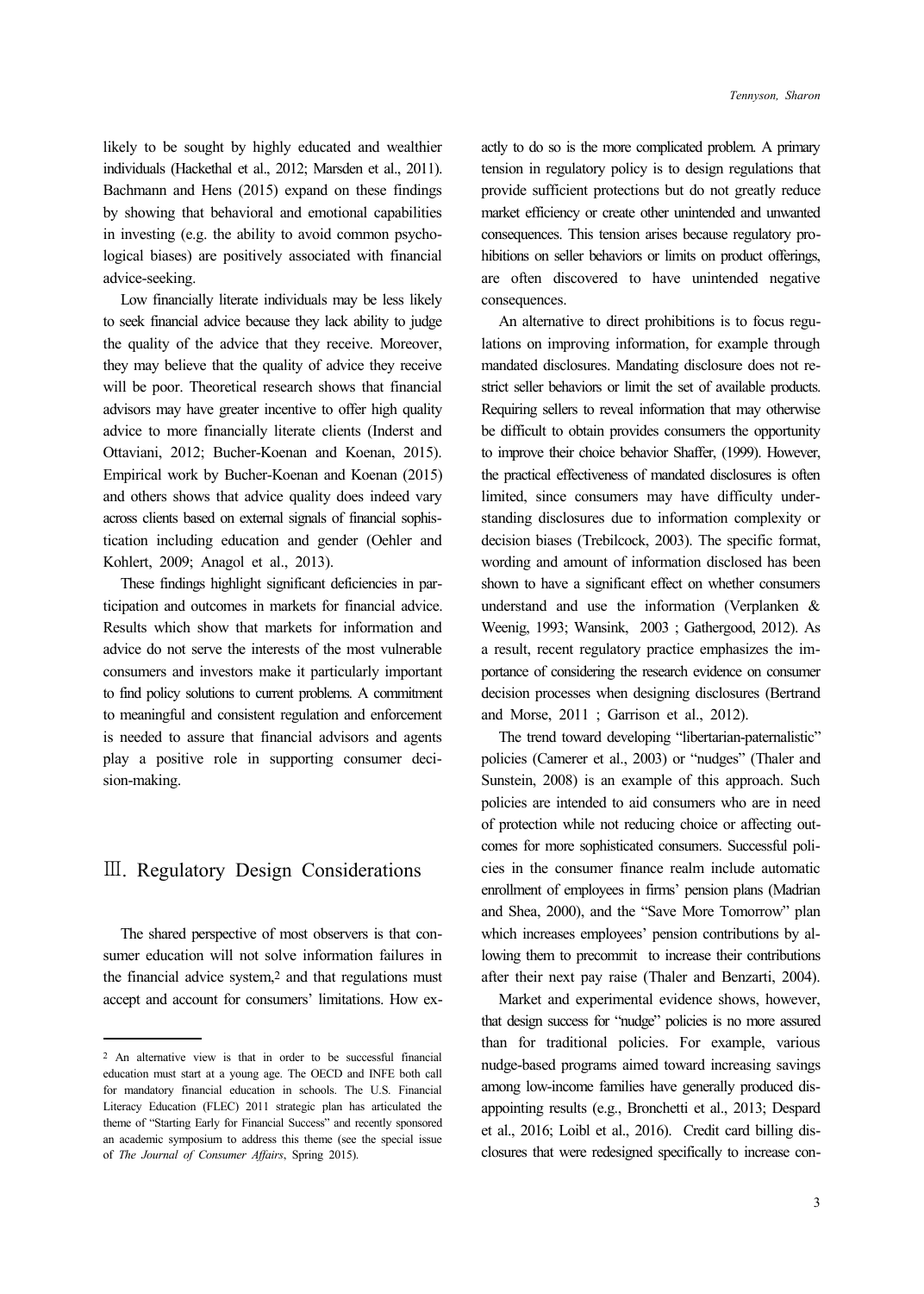likely to be sought by highly educated and wealthier individuals (Hackethal et al., 2012; Marsden et al., 2011). Bachmann and Hens (2015) expand on these findings by showing that behavioral and emotional capabilities in investing (e.g. the ability to avoid common psychological biases) are positively associated with financial advice-seeking.

Low financially literate individuals may be less likely to seek financial advice because they lack ability to judge the quality of the advice that they receive. Moreover, they may believe that the quality of advice they receive will be poor. Theoretical research shows that financial advisors may have greater incentive to offer high quality advice to more financially literate clients (Inderst and Ottaviani, 2012; Bucher-Koenan and Koenan, 2015). Empirical work by Bucher-Koenan and Koenan (2015) and others shows that advice quality does indeed vary across clients based on external signals of financial sophistication including education and gender (Oehler and Kohlert, 2009; Anagol et al., 2013).

These findings highlight significant deficiencies in participation and outcomes in markets for financial advice. Results which show that markets for information and advice do not serve the interests of the most vulnerable consumers and investors make it particularly important to find policy solutions to current problems. A commitment to meaningful and consistent regulation and enforcement is needed to assure that financial advisors and agents play a positive role in supporting consumer decision-making.

## Ⅲ. Regulatory Design Considerations

The shared perspective of most observers is that consumer education will not solve information failures in the financial advice system,[2] and that regulations must accept and account for consumers' limitations. How exactly to do so is the more complicated problem. A primary tension in regulatory policy is to design regulations that provide sufficient protections but do not greatly reduce market efficiency or create other unintended and unwanted consequences. This tension arises because regulatory prohibitions on seller behaviors or limits on product offerings, are often discovered to have unintended negative consequences.

An alternative to direct prohibitions is to focus regulations on improving information, for example through mandated disclosures. Mandating disclosure does not restrict seller behaviors or limit the set of available products. Requiring sellers to reveal information that may otherwise be difficult to obtain provides consumers the opportunity to improve their choice behavior Shaffer, (1999). However, the practical effectiveness of mandated disclosures is often limited, since consumers may have difficulty understanding disclosures due to information complexity or decision biases (Trebilcock, 2003). The specific format, wording and amount of information disclosed has been shown to have a significant effect on whether consumers understand and use the information (Verplanken & Weenig, 1993; Wansink, 2003 ; Gathergood, 2012). As a result, recent regulatory practice emphasizes the importance of considering the research evidence on consumer decision processes when designing disclosures (Bertrand and Morse, 2011 ; Garrison et al., 2012).

The trend toward developing "libertarian-paternalistic" policies (Camerer et al., 2003) or "nudges" (Thaler and Sunstein, 2008) is an example of this approach. Such policies are intended to aid consumers who are in need of protection while not reducing choice or affecting outcomes for more sophisticated consumers. Successful policies in the consumer finance realm include automatic enrollment of employees in firms' pension plans (Madrian and Shea, 2000), and the "Save More Tomorrow" plan which increases employees' pension contributions by allowing them to precommit to increase their contributions after their next pay raise (Thaler and Benzarti, 2004).

Market and experimental evidence shows, however, that design success for "nudge" policies is no more assured than for traditional policies. For example, various nudge-based programs aimed toward increasing savings among low-income families have generally produced disappointing results (e.g., Bronchetti et al., 2013; Despard et al., 2016; Loibl et al., 2016). Credit card billing disclosures that were redesigned specifically to increase con-

[2] An alternative view is that in order to be successful financial education must start at a young age. The OECD and INFE both call for mandatory financial education in schools. The U.S. Financial Literacy Education (FLEC) 2011 strategic plan has articulated the theme of "Starting Early for Financial Success" and recently sponsored an academic symposium to address this theme (see the special issue of *The Journal of Consumer Affairs*, Spring 2015).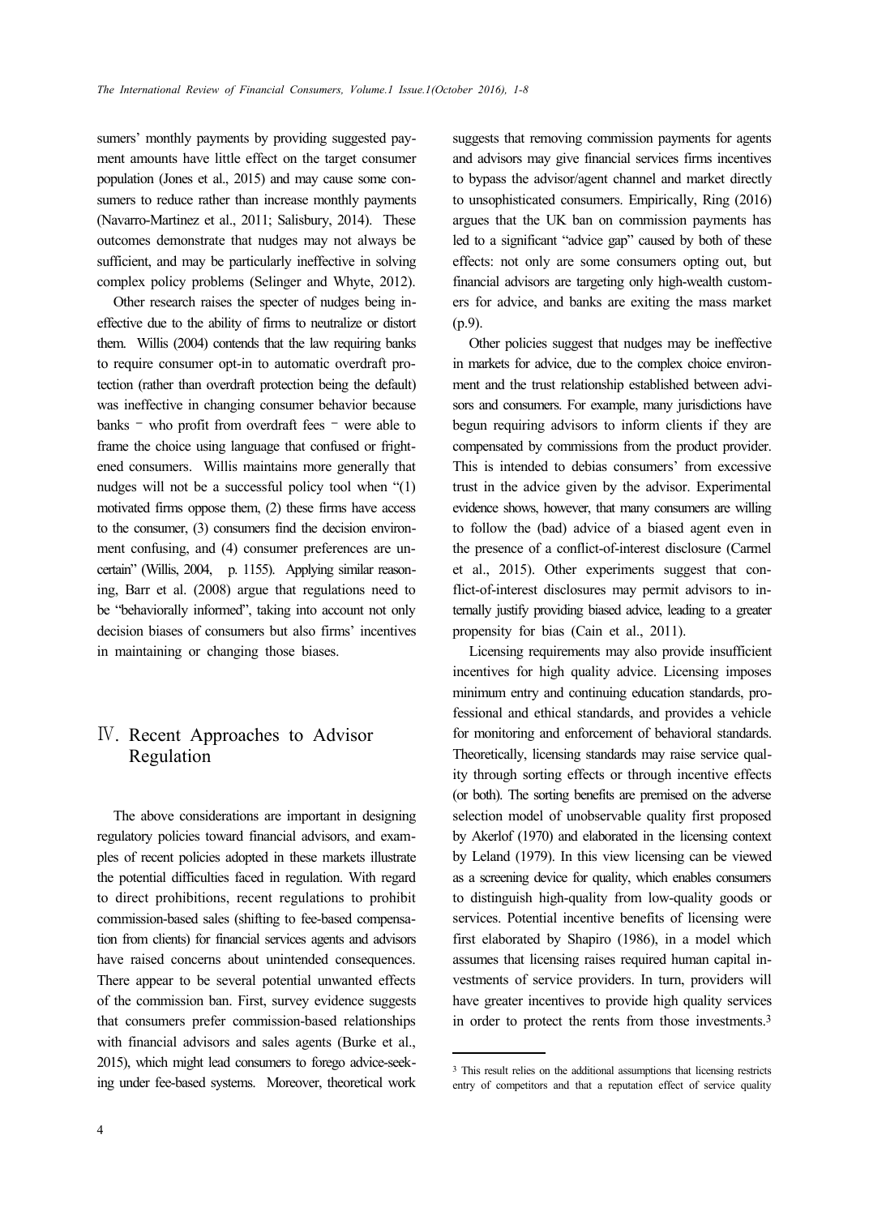sumers' monthly payments by providing suggested payment amounts have little effect on the target consumer population (Jones et al., 2015) and may cause some consumers to reduce rather than increase monthly payments (Navarro-Martinez et al., 2011; Salisbury, 2014). These outcomes demonstrate that nudges may not always be sufficient, and may be particularly ineffective in solving complex policy problems (Selinger and Whyte, 2012).

Other research raises the specter of nudges being ineffective due to the ability of firms to neutralize or distort them. Willis (2004) contends that the law requiring banks to require consumer opt-in to automatic overdraft protection (rather than overdraft protection being the default) was ineffective in changing consumer behavior because banks – who profit from overdraft fees – were able to frame the choice using language that confused or frightened consumers. Willis maintains more generally that nudges will not be a successful policy tool when "(1) motivated firms oppose them, (2) these firms have access to the consumer, (3) consumers find the decision environment confusing, and (4) consumer preferences are uncertain" (Willis, 2004, p. 1155). Applying similar reasoning, Barr et al. (2008) argue that regulations need to be "behaviorally informed", taking into account not only decision biases of consumers but also firms' incentives in maintaining or changing those biases.

## Ⅳ. Recent Approaches to Advisor Regulation

The above considerations are important in designing regulatory policies toward financial advisors, and examples of recent policies adopted in these markets illustrate the potential difficulties faced in regulation. With regard to direct prohibitions, recent regulations to prohibit commission-based sales (shifting to fee-based compensation from clients) for financial services agents and advisors have raised concerns about unintended consequences. There appear to be several potential unwanted effects of the commission ban. First, survey evidence suggests that consumers prefer commission-based relationships with financial advisors and sales agents (Burke et al., 2015), which might lead consumers to forego advice-seeking under fee-based systems. Moreover, theoretical work suggests that removing commission payments for agents and advisors may give financial services firms incentives to bypass the advisor/agent channel and market directly to unsophisticated consumers. Empirically, Ring (2016) argues that the UK ban on commission payments has led to a significant "advice gap" caused by both of these effects: not only are some consumers opting out, but financial advisors are targeting only high-wealth customers for advice, and banks are exiting the mass market (p.9).

Other policies suggest that nudges may be ineffective in markets for advice, due to the complex choice environment and the trust relationship established between advisors and consumers. For example, many jurisdictions have begun requiring advisors to inform clients if they are compensated by commissions from the product provider. This is intended to debias consumers' from excessive trust in the advice given by the advisor. Experimental evidence shows, however, that many consumers are willing to follow the (bad) advice of a biased agent even in the presence of a conflict-of-interest disclosure (Carmel et al., 2015). Other experiments suggest that conflict-of-interest disclosures may permit advisors to internally justify providing biased advice, leading to a greater propensity for bias (Cain et al., 2011).

Licensing requirements may also provide insufficient incentives for high quality advice. Licensing imposes minimum entry and continuing education standards, professional and ethical standards, and provides a vehicle for monitoring and enforcement of behavioral standards. Theoretically, licensing standards may raise service quality through sorting effects or through incentive effects (or both). The sorting benefits are premised on the adverse selection model of unobservable quality first proposed by Akerlof (1970) and elaborated in the licensing context by Leland (1979). In this view licensing can be viewed as a screening device for quality, which enables consumers to distinguish high-quality from low-quality goods or services. Potential incentive benefits of licensing were first elaborated by Shapiro (1986), in a model which assumes that licensing raises required human capital investments of service providers. In turn, providers will have greater incentives to provide high quality services in order to protect the rents from those investments.[3]

[3] This result relies on the additional assumptions that licensing restricts entry of competitors and that a reputation effect of service quality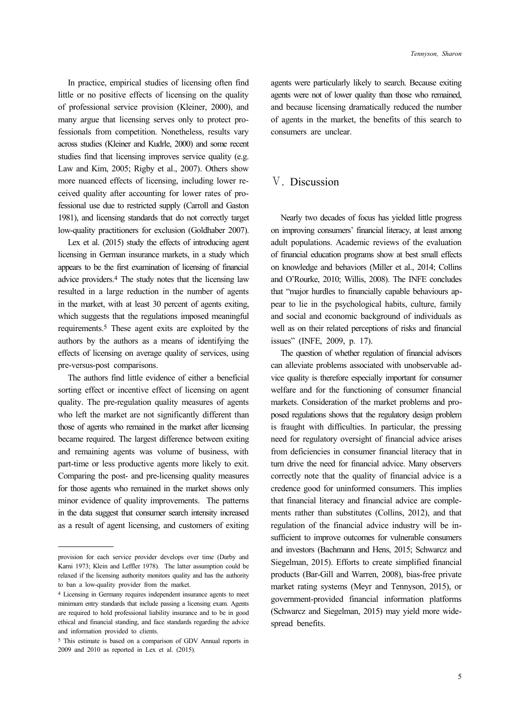In practice, empirical studies of licensing often find little or no positive effects of licensing on the quality of professional service provision (Kleiner, 2000), and many argue that licensing serves only to protect professionals from competition. Nonetheless, results vary across studies (Kleiner and Kudrle, 2000) and some recent studies find that licensing improves service quality (e.g. Law and Kim, 2005; Rigby et al., 2007). Others show more nuanced effects of licensing, including lower received quality after accounting for lower rates of professional use due to restricted supply (Carroll and Gaston 1981), and licensing standards that do not correctly target low-quality practitioners for exclusion (Goldhaber 2007).

Lex et al. (2015) study the effects of introducing agent licensing in German insurance markets, in a study which appears to be the first examination of licensing of financial advice providers.[4] The study notes that the licensing law resulted in a large reduction in the number of agents in the market, with at least 30 percent of agents exiting, which suggests that the regulations imposed meaningful requirements.[5] These agent exits are exploited by the authors by the authors as a means of identifying the effects of licensing on average quality of services, using pre-versus-post comparisons.

The authors find little evidence of either a beneficial sorting effect or incentive effect of licensing on agent quality. The pre-regulation quality measures of agents who left the market are not significantly different than those of agents who remained in the market after licensing became required. The largest difference between exiting and remaining agents was volume of business, with part-time or less productive agents more likely to exit. Comparing the post- and pre-licensing quality measures for those agents who remained in the market shows only minor evidence of quality improvements. The patterns in the data suggest that consumer search intensity increased as a result of agent licensing, and customers of exiting agents were particularly likely to search. Because exiting agents were not of lower quality than those who remained, and because licensing dramatically reduced the number of agents in the market, the benefits of this search to consumers are unclear.

## Ⅴ. Discussion

Nearly two decades of focus has yielded little progress on improving consumers' financial literacy, at least among adult populations. Academic reviews of the evaluation of financial education programs show at best small effects on knowledge and behaviors (Miller et al., 2014; Collins and O'Rourke, 2010; Willis, 2008). The INFE concludes that "major hurdles to financially capable behaviours appear to lie in the psychological habits, culture, family and social and economic background of individuals as well as on their related perceptions of risks and financial issues" (INFE, 2009, p. 17).

The question of whether regulation of financial advisors can alleviate problems associated with unobservable advice quality is therefore especially important for consumer welfare and for the functioning of consumer financial markets. Consideration of the market problems and proposed regulations shows that the regulatory design problem is fraught with difficulties. In particular, the pressing need for regulatory oversight of financial advice arises from deficiencies in consumer financial literacy that in turn drive the need for financial advice. Many observers correctly note that the quality of financial advice is a credence good for uninformed consumers. This implies that financial literacy and financial advice are complements rather than substitutes (Collins, 2012), and that regulation of the financial advice industry will be insufficient to improve outcomes for vulnerable consumers and investors (Bachmann and Hens, 2015; Schwarcz and Siegelman, 2015). Efforts to create simplified financial products (Bar-Gill and Warren, 2008), bias-free private market rating systems (Meyr and Tennyson, 2015), or government-provided financial information platforms (Schwarcz and Siegelman, 2015) may yield more widespread benefits.

---

provision for each service provider develops over time (Darby and Karni 1973; Klein and Leffler 1978). The latter assumption could be relaxed if the licensing authority monitors quality and has the authority to ban a low-quality provider from the market.

[4] Licensing in Germany requires independent insurance agents to meet minimum entry standards that include passing a licensing exam. Agents are required to hold professional liability insurance and to be in good ethical and financial standing, and face standards regarding the advice and information provided to clients.

[5] This estimate is based on a comparison of GDV Annual reports in 2009 and 2010 as reported in Lex et al. (2015).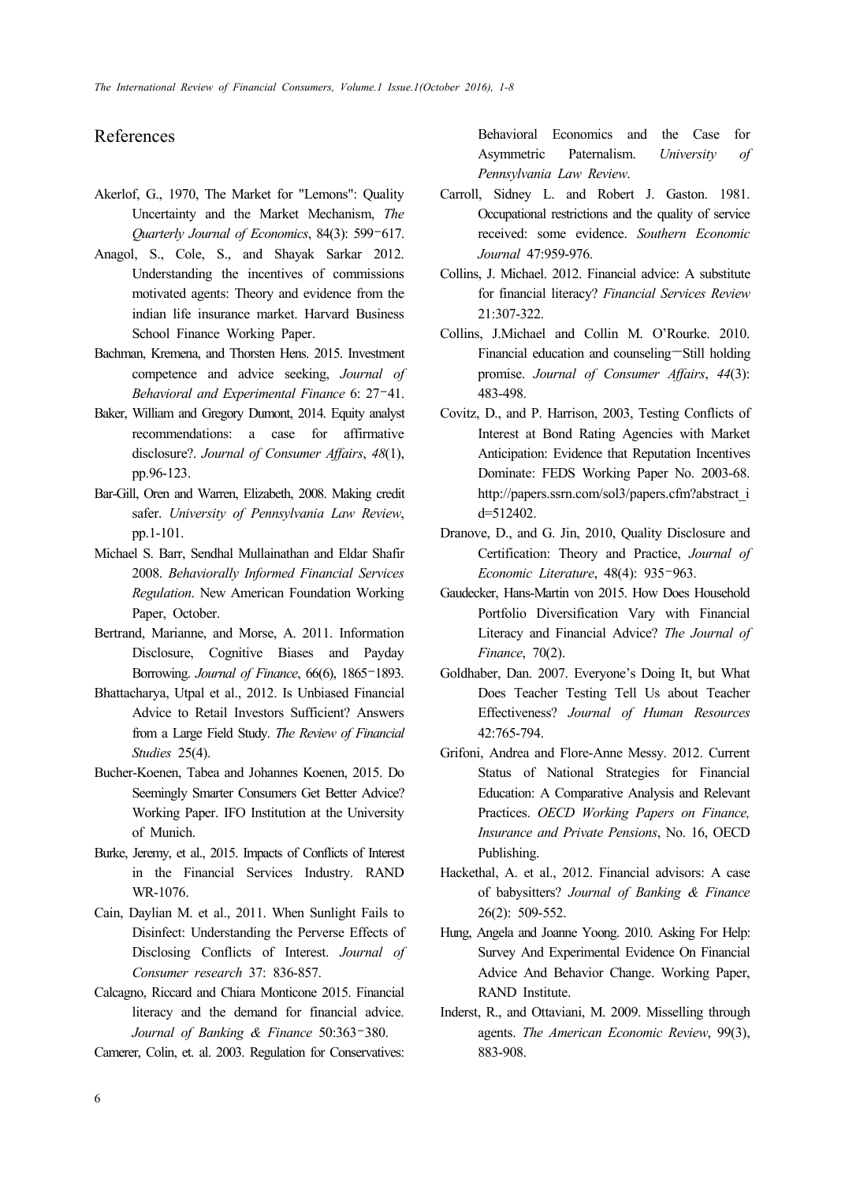## References

Akerlof, G., 1970, The Market for "Lemons": Quality Uncertainty and the Market Mechanism, *The Quarterly Journal of Economics*, 84(3): 599–617.

Anagol, S., Cole, S., and Shayak Sarkar 2012. Understanding the incentives of commissions motivated agents: Theory and evidence from the indian life insurance market. Harvard Business School Finance Working Paper.

Bachman, Kremena, and Thorsten Hens. 2015. Investment competence and advice seeking, *Journal of Behavioral and Experimental Finance* 6: 27–41.

Baker, William and Gregory Dumont, 2014. Equity analyst recommendations: a case for affirmative disclosure?. *Journal of Consumer Affairs*, *48*(1), pp.96-123.

Bar-Gill, Oren and Warren, Elizabeth, 2008. Making credit safer. *University of Pennsylvania Law Review*, pp.1-101.

Michael S. Barr, Sendhal Mullainathan and Eldar Shafir 2008. *Behaviorally Informed Financial Services Regulation*. New American Foundation Working Paper, October.

Bertrand, Marianne, and Morse, A. 2011. Information Disclosure, Cognitive Biases and Payday Borrowing. *Journal of Finance*, 66(6), 1865–1893.

Bhattacharya, Utpal et al., 2012. Is Unbiased Financial Advice to Retail Investors Sufficient? Answers from a Large Field Study. *The Review of Financial Studies* 25(4).

Bucher-Koenen, Tabea and Johannes Koenen, 2015. Do Seemingly Smarter Consumers Get Better Advice? Working Paper. IFO Institution at the University of Munich.

Burke, Jeremy, et al., 2015. Impacts of Conflicts of Interest in the Financial Services Industry. RAND WR-1076.

Cain, Daylian M. et al., 2011. When Sunlight Fails to Disinfect: Understanding the Perverse Effects of Disclosing Conflicts of Interest. *Journal of Consumer research* 37: 836-857.

Calcagno, Riccard and Chiara Monticone 2015. Financial literacy and the demand for financial advice. *Journal of Banking & Finance* 50:363–380.

Camerer, Colin, et. al. 2003. Regulation for Conservatives: Behavioral Economics and the Case for Asymmetric Paternalism. *University of Pennsylvania Law Review*.

Carroll, Sidney L. and Robert J. Gaston. 1981. Occupational restrictions and the quality of service received: some evidence. *Southern Economic Journal* 47:959-976.

Collins, J. Michael. 2012. Financial advice: A substitute for financial literacy? *Financial Services Review* 21:307-322.

Collins, J.Michael and Collin M. O'Rourke. 2010. Financial education and counseling—Still holding promise. *Journal of Consumer Affairs*, *44*(3): 483-498.

Covitz, D., and P. Harrison, 2003, Testing Conflicts of Interest at Bond Rating Agencies with Market Anticipation: Evidence that Reputation Incentives Dominate: FEDS Working Paper No. 2003-68. http://papers.ssrn.com/sol3/papers.cfm?abstract_id=512402.

Dranove, D., and G. Jin, 2010, Quality Disclosure and Certification: Theory and Practice, *Journal of Economic Literature*, 48(4): 935–963.

Gaudecker, Hans-Martin von 2015. How Does Household Portfolio Diversification Vary with Financial Literacy and Financial Advice? *The Journal of Finance*, 70(2).

Goldhaber, Dan. 2007. Everyone's Doing It, but What Does Teacher Testing Tell Us about Teacher Effectiveness? *Journal of Human Resources* 42:765-794.

Grifoni, Andrea and Flore-Anne Messy. 2012. Current Status of National Strategies for Financial Education: A Comparative Analysis and Relevant Practices. *OECD Working Papers on Finance, Insurance and Private Pensions*, No. 16, OECD Publishing.

Hackethal, A. et al., 2012. Financial advisors: A case of babysitters? *Journal of Banking & Finance* 26(2): 509-552.

Hung, Angela and Joanne Yoong. 2010. Asking For Help: Survey And Experimental Evidence On Financial Advice And Behavior Change. Working Paper, RAND Institute.

Inderst, R., and Ottaviani, M. 2009. Misselling through agents. *The American Economic Review*, 99(3), 883-908.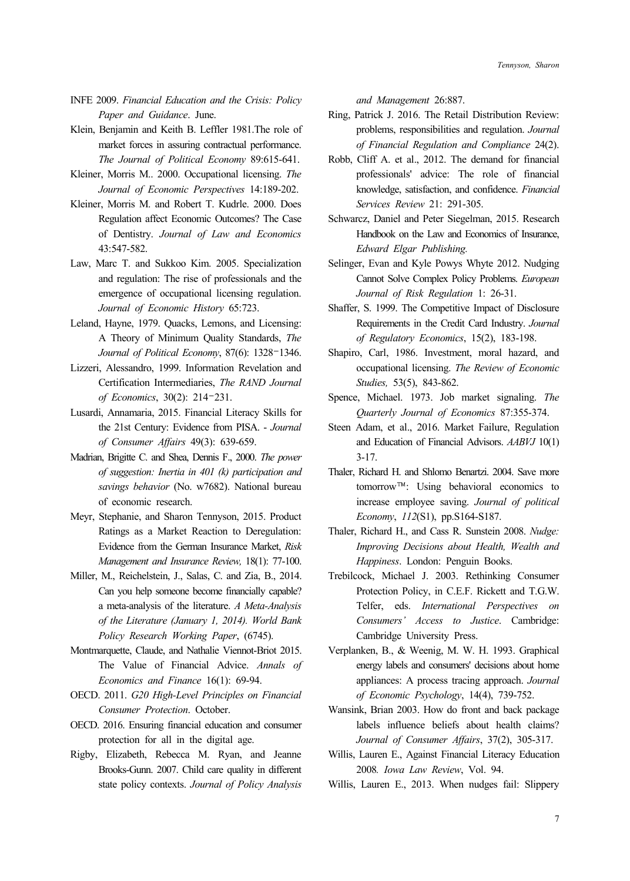INFE 2009. *Financial Education and the Crisis: Policy Paper and Guidance*. June.

Klein, Benjamin and Keith B. Leffler 1981.The role of market forces in assuring contractual performance. *The Journal of Political Economy* 89:615-641.

Kleiner, Morris M.. 2000. Occupational licensing. *The Journal of Economic Perspectives* 14:189-202.

Kleiner, Morris M. and Robert T. Kudrle. 2000. Does Regulation affect Economic Outcomes? The Case of Dentistry. *Journal of Law and Economics* 43:547-582.

Law, Marc T. and Sukkoo Kim. 2005. Specialization and regulation: The rise of professionals and the emergence of occupational licensing regulation. *Journal of Economic History* 65:723.

Leland, Hayne, 1979. Quacks, Lemons, and Licensing: A Theory of Minimum Quality Standards, *The Journal of Political Economy*, 87(6): 1328–1346.

Lizzeri, Alessandro, 1999. Information Revelation and Certification Intermediaries, *The RAND Journal of Economics*, 30(2): 214–231.

Lusardi, Annamaria, 2015. Financial Literacy Skills for the 21st Century: Evidence from PISA. - *Journal of Consumer Affairs* 49(3): 639-659.

Madrian, Brigitte C. and Shea, Dennis F., 2000. *The power of suggestion: Inertia in 401 (k) participation and savings behavior* (No. w7682). National bureau of economic research.

Meyr, Stephanie, and Sharon Tennyson, 2015. Product Ratings as a Market Reaction to Deregulation: Evidence from the German Insurance Market, *Risk Management and Insurance Review,* 18(1): 77-100.

Miller, M., Reichelstein, J., Salas, C. and Zia, B., 2014. Can you help someone become financially capable? a meta-analysis of the literature. *A Meta-Analysis of the Literature (January 1, 2014). World Bank Policy Research Working Paper*, (6745).

Montmarquette, Claude, and Nathalie Viennot-Briot 2015. The Value of Financial Advice. *Annals of Economics and Finance* 16(1): 69-94.

OECD. 2011. *G20 High-Level Principles on Financial Consumer Protection*. October.

OECD. 2016. Ensuring financial education and consumer protection for all in the digital age.

Rigby, Elizabeth, Rebecca M. Ryan, and Jeanne Brooks-Gunn. 2007. Child care quality in different state policy contexts. *Journal of Policy Analysis and Management* 26:887.

Ring, Patrick J. 2016. The Retail Distribution Review: problems, responsibilities and regulation. *Journal of Financial Regulation and Compliance* 24(2).

Robb, Cliff A. et al., 2012. The demand for financial professionals' advice: The role of financial knowledge, satisfaction, and confidence. *Financial Services Review* 21: 291-305.

Schwarcz, Daniel and Peter Siegelman, 2015. Research Handbook on the Law and Economics of Insurance, *Edward Elgar Publishing.*

Selinger, Evan and Kyle Powys Whyte 2012. Nudging Cannot Solve Complex Policy Problems. *European Journal of Risk Regulation* 1: 26-31.

Shaffer, S. 1999. The Competitive Impact of Disclosure Requirements in the Credit Card Industry. *Journal of Regulatory Economics*, 15(2), 183-198.

Shapiro, Carl, 1986. Investment, moral hazard, and occupational licensing. *The Review of Economic Studies,* 53(5), 843-862.

Spence, Michael. 1973. Job market signaling. *The Quarterly Journal of Economics* 87:355-374.

Steen Adam, et al., 2016. Market Failure, Regulation and Education of Financial Advisors. *AABVJ* 10(1) 3-17.

Thaler, Richard H. and Shlomo Benartzi. 2004. Save more tomorrow™: Using behavioral economics to increase employee saving. *Journal of political Economy*, *112*(S1), pp.S164-S187.

Thaler, Richard H., and Cass R. Sunstein 2008. *Nudge: Improving Decisions about Health, Wealth and Happiness*. London: Penguin Books.

Trebilcock, Michael J. 2003. Rethinking Consumer Protection Policy, in C.E.F. Rickett and T.G.W. Telfer, eds. *International Perspectives on Consumers' Access to Justice*. Cambridge: Cambridge University Press.

Verplanken, B., & Weenig, M. W. H. 1993. Graphical energy labels and consumers' decisions about home appliances: A process tracing approach. *Journal of Economic Psychology*, 14(4), 739-752.

Wansink, Brian 2003. How do front and back package labels influence beliefs about health claims? *Journal of Consumer Affairs*, 37(2), 305-317.

Willis, Lauren E., Against Financial Literacy Education 2008*. Iowa Law Review*, Vol. 94.

Willis, Lauren E., 2013. When nudges fail: Slippery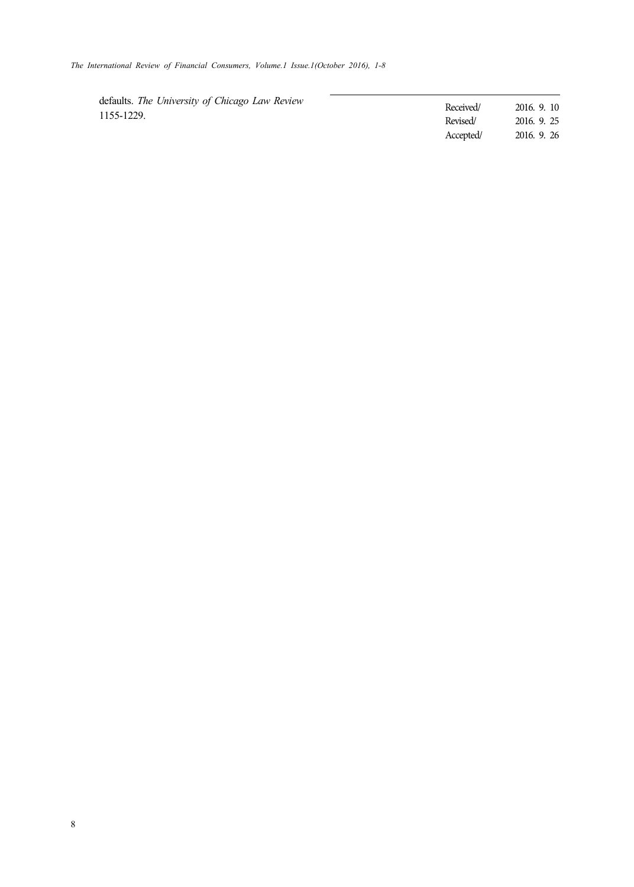defaults. *The University of Chicago Law Review* 1155-1229.

| | |
|---|---|
| Received/ | 2016. 9. 10 |
| Revised/ | 2016. 9. 25 |
| Accepted/ | 2016. 9. 26 |